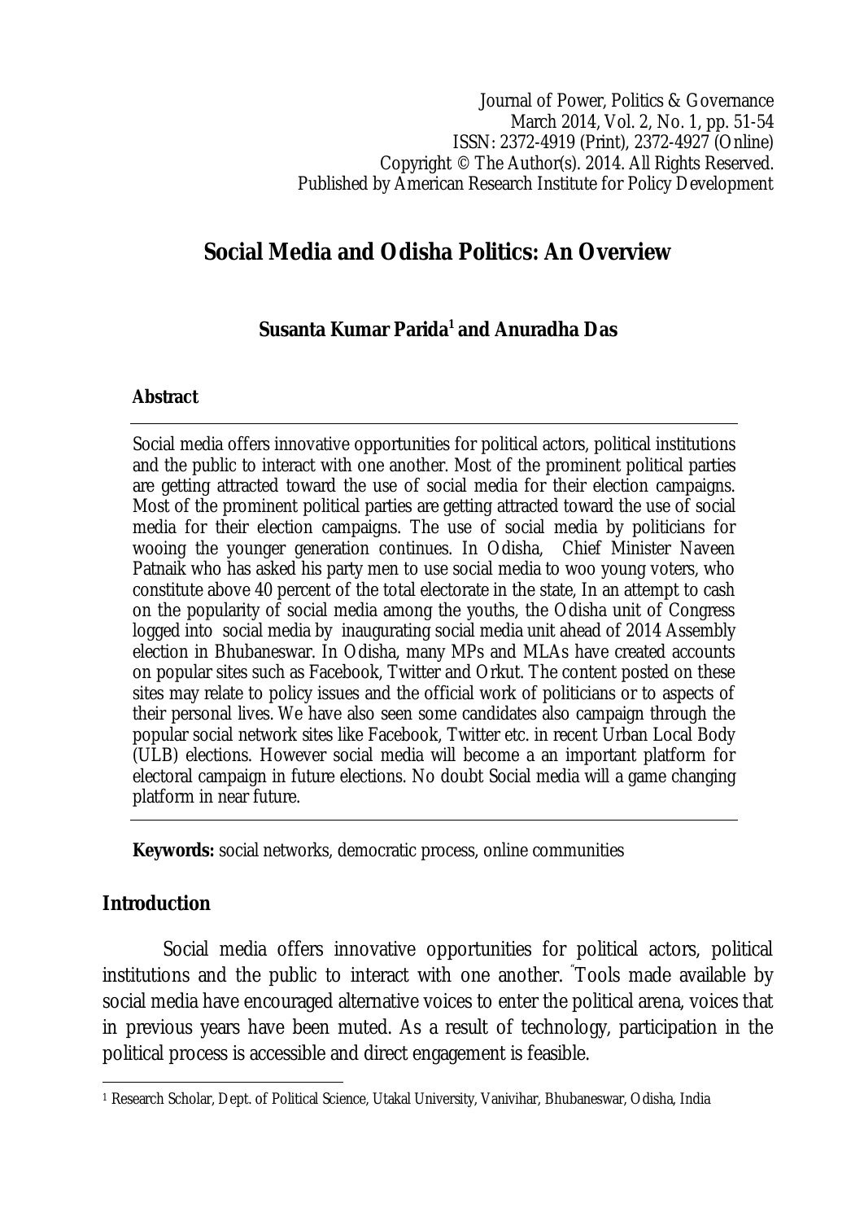Journal of Power, Politics & Governance
March 2014, Vol. 2, No. 1, pp. 51-54
ISSN: 2372-4919 (Print), 2372-4927 (Online)
Copyright © The Author(s). 2014. All Rights Reserved.
Published by American Research Institute for Policy Development

# Social Media and Odisha Politics: An Overview

**Susanta Kumar Parida[1] and Anuradha Das**

**Abstract**

Social media offers innovative opportunities for political actors, political institutions and the public to interact with one another. Most of the prominent political parties are getting attracted toward the use of social media for their election campaigns. Most of the prominent political parties are getting attracted toward the use of social media for their election campaigns. The use of social media by politicians for wooing the younger generation continues. In Odisha, Chief Minister Naveen Patnaik who has asked his party men to use social media to woo young voters, who constitute above 40 percent of the total electorate in the state, In an attempt to cash on the popularity of social media among the youths, the Odisha unit of Congress logged into social media by inaugurating social media unit ahead of 2014 Assembly election in Bhubaneswar. In Odisha, many MPs and MLAs have created accounts on popular sites such as Facebook, Twitter and Orkut. The content posted on these sites may relate to policy issues and the official work of politicians or to aspects of their personal lives. We have also seen some candidates also campaign through the popular social network sites like Facebook, Twitter etc. in recent Urban Local Body (ULB) elections. However social media will become a an important platform for electoral campaign in future elections. No doubt Social media will a game changing platform in near future.

**Keywords:** social networks, democratic process, online communities

## Introduction

Social media offers innovative opportunities for political actors, political institutions and the public to interact with one another. "Tools made available by social media have encouraged alternative voices to enter the political arena, voices that in previous years have been muted. As a result of technology, participation in the political process is accessible and direct engagement is feasible.

---

[1] Research Scholar, Dept. of Political Science, Utakal University, Vanivihar, Bhubaneswar, Odisha, India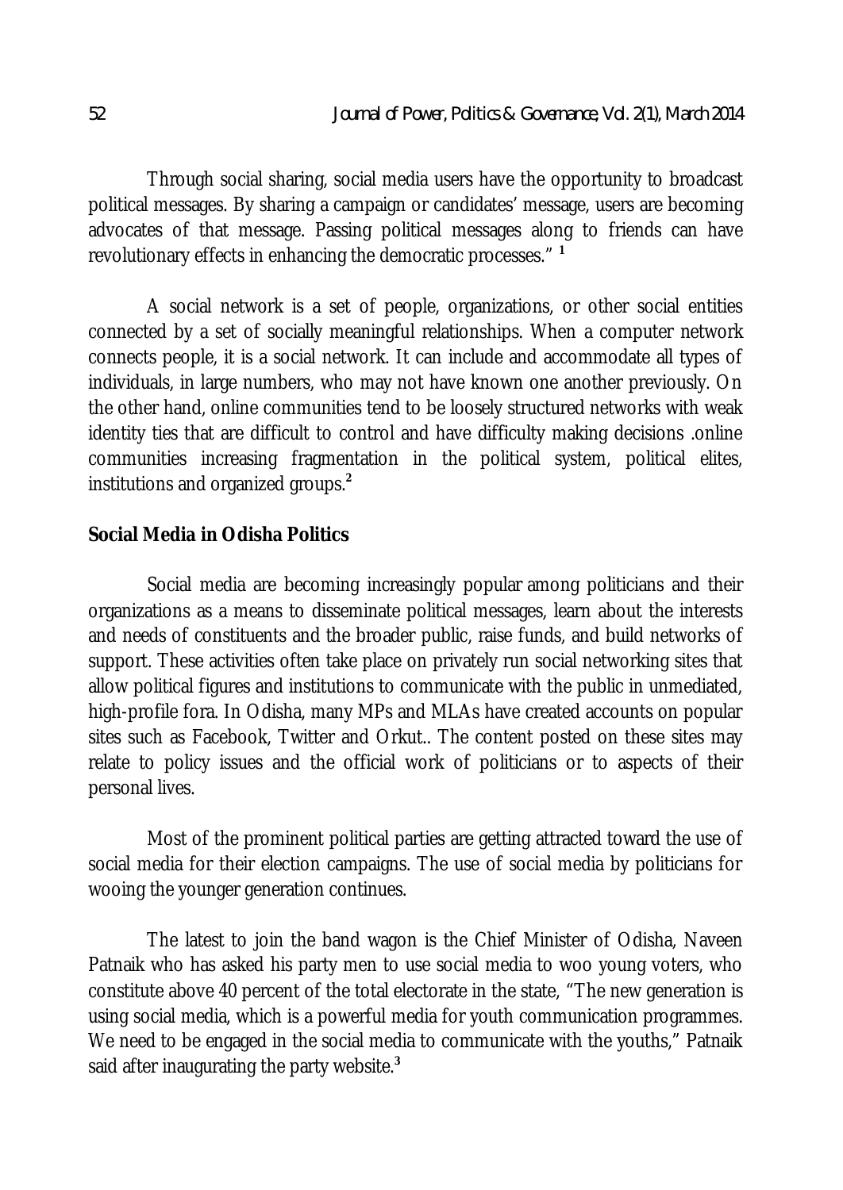Through social sharing, social media users have the opportunity to broadcast political messages. By sharing a campaign or candidates' message, users are becoming advocates of that message. Passing political messages along to friends can have revolutionary effects in enhancing the democratic processes." [1]

A social network is a set of people, organizations, or other social entities connected by a set of socially meaningful relationships. When a computer network connects people, it is a social network. It can include and accommodate all types of individuals, in large numbers, who may not have known one another previously. On the other hand, online communities tend to be loosely structured networks with weak identity ties that are difficult to control and have difficulty making decisions .online communities increasing fragmentation in the political system, political elites, institutions and organized groups.[2]

## Social Media in Odisha Politics

Social media are becoming increasingly popular among politicians and their organizations as a means to disseminate political messages, learn about the interests and needs of constituents and the broader public, raise funds, and build networks of support. These activities often take place on privately run social networking sites that allow political figures and institutions to communicate with the public in unmediated, high-profile fora. In Odisha, many MPs and MLAs have created accounts on popular sites such as Facebook, Twitter and Orkut.. The content posted on these sites may relate to policy issues and the official work of politicians or to aspects of their personal lives.

Most of the prominent political parties are getting attracted toward the use of social media for their election campaigns. The use of social media by politicians for wooing the younger generation continues.

The latest to join the band wagon is the Chief Minister of Odisha, Naveen Patnaik who has asked his party men to use social media to woo young voters, who constitute above 40 percent of the total electorate in the state, "The new generation is using social media, which is a powerful media for youth communication programmes. We need to be engaged in the social media to communicate with the youths," Patnaik said after inaugurating the party website.[3]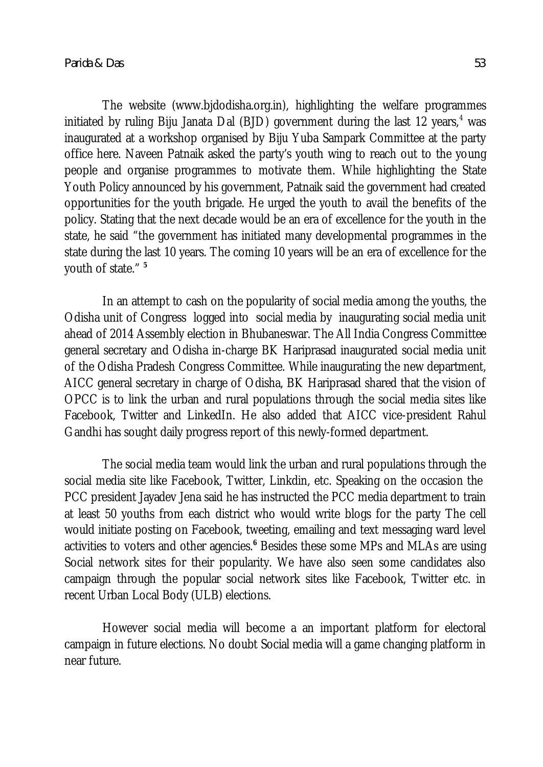The website (www.bjdodisha.org.in), highlighting the welfare programmes initiated by ruling Biju Janata Dal (BJD) government during the last 12 years,[4] was inaugurated at a workshop organised by Biju Yuba Sampark Committee at the party office here. Naveen Patnaik asked the party's youth wing to reach out to the young people and organise programmes to motivate them. While highlighting the State Youth Policy announced by his government, Patnaik said the government had created opportunities for the youth brigade. He urged the youth to avail the benefits of the policy. Stating that the next decade would be an era of excellence for the youth in the state, he said "the government has initiated many developmental programmes in the state during the last 10 years. The coming 10 years will be an era of excellence for the youth of state." [5]

In an attempt to cash on the popularity of social media among the youths, the Odisha unit of Congress logged into social media by inaugurating social media unit ahead of 2014 Assembly election in Bhubaneswar. The All India Congress Committee general secretary and Odisha in-charge BK Hariprasad inaugurated social media unit of the Odisha Pradesh Congress Committee. While inaugurating the new department, AICC general secretary in charge of Odisha, BK Hariprasad shared that the vision of OPCC is to link the urban and rural populations through the social media sites like Facebook, Twitter and LinkedIn. He also added that AICC vice-president Rahul Gandhi has sought daily progress report of this newly-formed department.

The social media team would link the urban and rural populations through the social media site like Facebook, Twitter, Linkdin, etc. Speaking on the occasion the PCC president Jayadev Jena said he has instructed the PCC media department to train at least 50 youths from each district who would write blogs for the party The cell would initiate posting on Facebook, tweeting, emailing and text messaging ward level activities to voters and other agencies.[6] Besides these some MPs and MLAs are using Social network sites for their popularity. We have also seen some candidates also campaign through the popular social network sites like Facebook, Twitter etc. in recent Urban Local Body (ULB) elections.

However social media will become a an important platform for electoral campaign in future elections. No doubt Social media will a game changing platform in near future.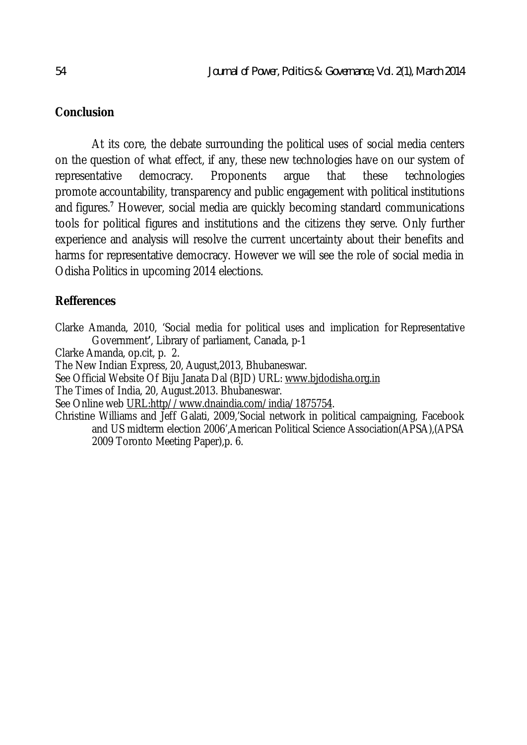## Conclusion

At its core, the debate surrounding the political uses of social media centers on the question of what effect, if any, these new technologies have on our system of representative democracy. Proponents argue that these technologies promote accountability, transparency and public engagement with political institutions and figures.[7] However, social media are quickly becoming standard communications tools for political figures and institutions and the citizens they serve. Only further experience and analysis will resolve the current uncertainty about their benefits and harms for representative democracy. However we will see the role of social media in Odisha Politics in upcoming 2014 elections.

## Refferences

Clarke Amanda, 2010, 'Social media for political uses and implication for Representative Government', Library of parliament, Canada, p-1

Clarke Amanda, op.cit, p. 2.

The New Indian Express, 20, August,2013, Bhubaneswar.

See Official Website Of Biju Janata Dal (BJD) URL: www.bjdodisha.org.in

The Times of India, 20, August.2013. Bhubaneswar.

See Online web URL:http//www.dnaindia.com/india/1875754.

Christine Williams and Jeff Galati, 2009,'Social network in political campaigning, Facebook and US midterm election 2006',American Political Science Association(APSA),(APSA 2009 Toronto Meeting Paper),p. 6.